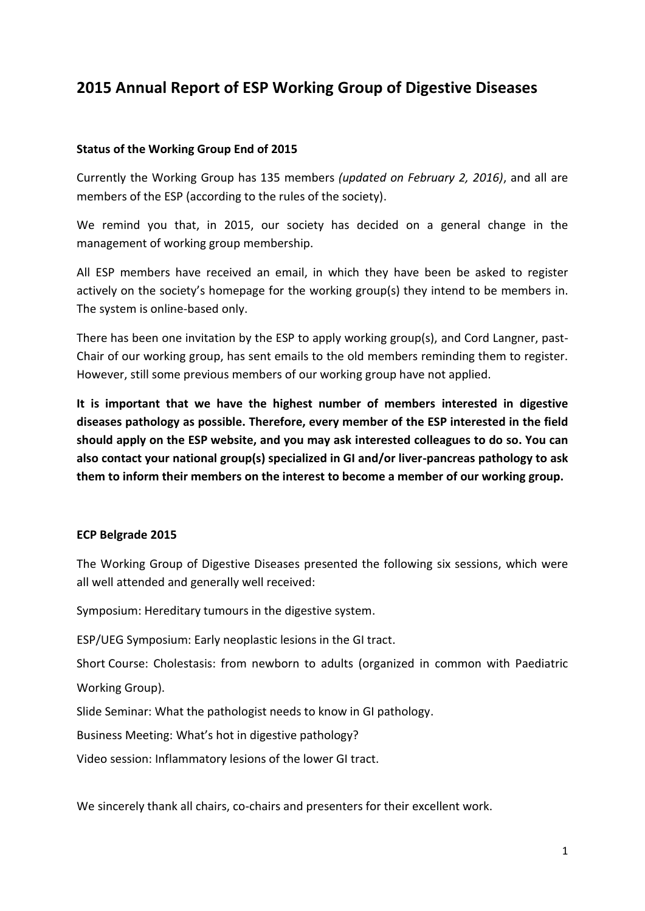# 2015 Annual Report of ESP Working Group of Digestive Diseases

### Status of the Working Group End of 2015

Currently the Working Group has 135 members *(updated on February 2, 2016)*, and all are members of the ESP (according to the rules of the society).

We remind you that, in 2015, our society has decided on a general change in the management of working group membership.

All ESP members have received an email, in which they have been be asked to register actively on the society's homepage for the working group(s) they intend to be members in. The system is online-based only.

There has been one invitation by the ESP to apply working group(s), and Cord Langner, past-Chair of our working group, has sent emails to the old members reminding them to register. However, still some previous members of our working group have not applied.

**It is important that we have the highest number of members interested in digestive diseases pathology as possible. Therefore, every member of the ESP interested in the field should apply on the ESP website, and you may ask interested colleagues to do so. You can also contact your national group(s) specialized in GI and/or liver-pancreas pathology to ask them to inform their members on the interest to become a member of our working group.**

### ECP Belgrade 2015

The Working Group of Digestive Diseases presented the following six sessions, which were all well attended and generally well received:

Symposium: Hereditary tumours in the digestive system.

ESP/UEG Symposium: Early neoplastic lesions in the GI tract.

Short Course: Cholestasis: from newborn to adults (organized in common with Paediatric Working Group).

Slide Seminar: What the pathologist needs to know in GI pathology.

Business Meeting: What's hot in digestive pathology?

Video session: Inflammatory lesions of the lower GI tract.

We sincerely thank all chairs, co-chairs and presenters for their excellent work.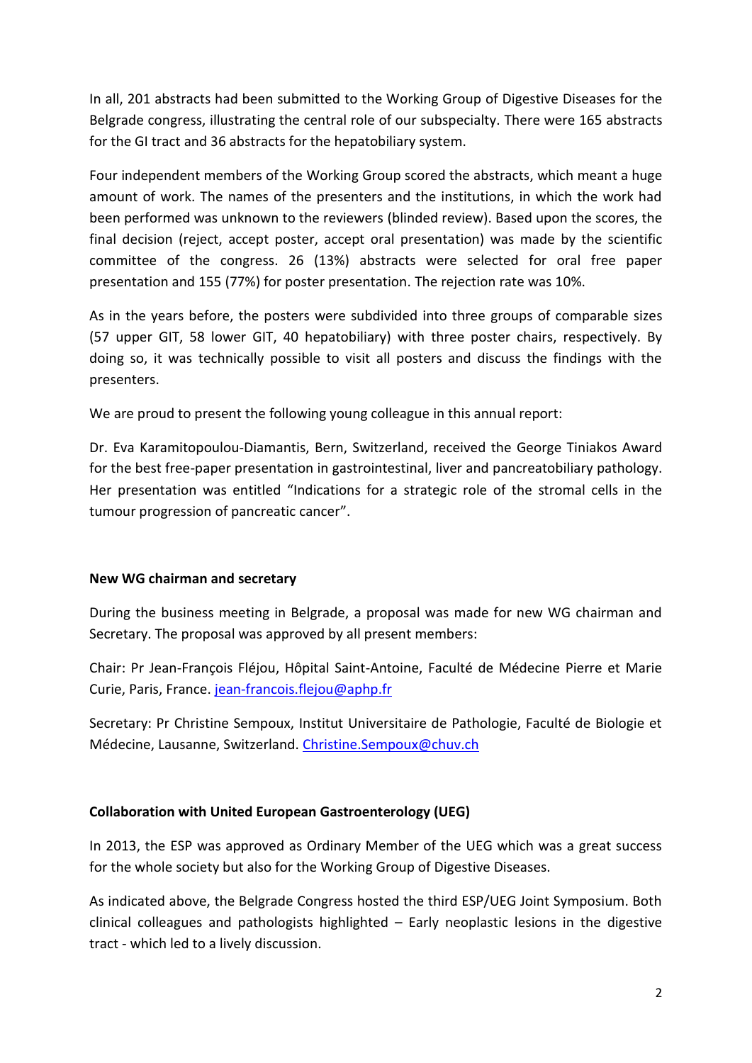In all, 201 abstracts had been submitted to the Working Group of Digestive Diseases for the Belgrade congress, illustrating the central role of our subspecialty. There were 165 abstracts for the GI tract and 36 abstracts for the hepatobiliary system.

Four independent members of the Working Group scored the abstracts, which meant a huge amount of work. The names of the presenters and the institutions, in which the work had been performed was unknown to the reviewers (blinded review). Based upon the scores, the final decision (reject, accept poster, accept oral presentation) was made by the scientific committee of the congress. 26 (13%) abstracts were selected for oral free paper presentation and 155 (77%) for poster presentation. The rejection rate was 10%.

As in the years before, the posters were subdivided into three groups of comparable sizes (57 upper GIT, 58 lower GIT, 40 hepatobiliary) with three poster chairs, respectively. By doing so, it was technically possible to visit all posters and discuss the findings with the presenters.

We are proud to present the following young colleague in this annual report:

Dr. Eva Karamitopoulou-Diamantis, Bern, Switzerland, received the George Tiniakos Award for the best free-paper presentation in gastrointestinal, liver and pancreatobiliary pathology. Her presentation was entitled "Indications for a strategic role of the stromal cells in the tumour progression of pancreatic cancer".

**New WG chairman and secretary**

During the business meeting in Belgrade, a proposal was made for new WG chairman and Secretary. The proposal was approved by all present members:

Chair: Pr Jean-François Fléjou, Hôpital Saint-Antoine, Faculté de Médecine Pierre et Marie Curie, Paris, France. jean-francois.flejou@aphp.fr

Secretary: Pr Christine Sempoux, Institut Universitaire de Pathologie, Faculté de Biologie et Médecine, Lausanne, Switzerland. Christine.Sempoux@chuv.ch

**Collaboration with United European Gastroenterology (UEG)**

In 2013, the ESP was approved as Ordinary Member of the UEG which was a great success for the whole society but also for the Working Group of Digestive Diseases.

As indicated above, the Belgrade Congress hosted the third ESP/UEG Joint Symposium. Both clinical colleagues and pathologists highlighted – Early neoplastic lesions in the digestive tract - which led to a lively discussion.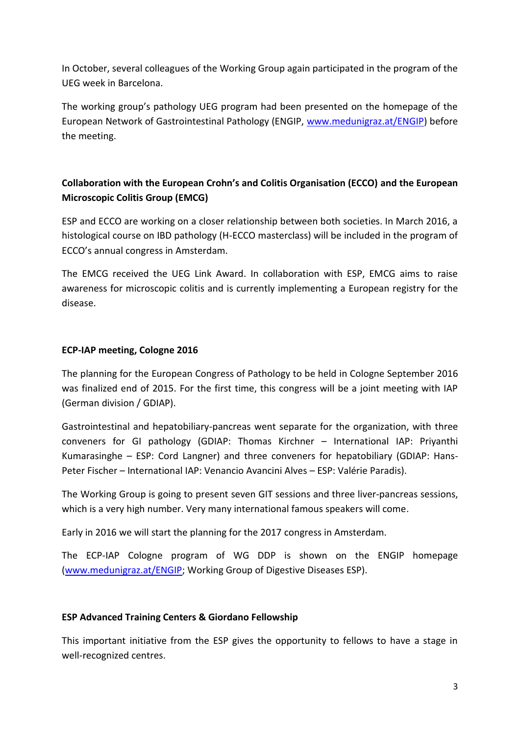In October, several colleagues of the Working Group again participated in the program of the UEG week in Barcelona.

The working group's pathology UEG program had been presented on the homepage of the European Network of Gastrointestinal Pathology (ENGIP, [www.medunigraz.at/ENGIP](www.medunigraz.at/ENGIP)) before the meeting.

**Collaboration with the European Crohn's and Colitis Organisation (ECCO) and the European Microscopic Colitis Group (EMCG)**

ESP and ECCO are working on a closer relationship between both societies. In March 2016, a histological course on IBD pathology (H-ECCO masterclass) will be included in the program of ECCO's annual congress in Amsterdam.

The EMCG received the UEG Link Award. In collaboration with ESP, EMCG aims to raise awareness for microscopic colitis and is currently implementing a European registry for the disease.

**ECP-IAP meeting, Cologne 2016**

The planning for the European Congress of Pathology to be held in Cologne September 2016 was finalized end of 2015. For the first time, this congress will be a joint meeting with IAP (German division / GDIAP).

Gastrointestinal and hepatobiliary-pancreas went separate for the organization, with three conveners for GI pathology (GDIAP: Thomas Kirchner – International IAP: Priyanthi Kumarasinghe – ESP: Cord Langner) and three conveners for hepatobiliary (GDIAP: Hans-Peter Fischer – International IAP: Venancio Avancini Alves – ESP: Valérie Paradis).

The Working Group is going to present seven GIT sessions and three liver-pancreas sessions, which is a very high number. Very many international famous speakers will come.

Early in 2016 we will start the planning for the 2017 congress in Amsterdam.

The ECP-IAP Cologne program of WG DDP is shown on the ENGIP homepage ([www.medunigraz.at/ENGIP](www.medunigraz.at/ENGIP); Working Group of Digestive Diseases ESP).

**ESP Advanced Training Centers & Giordano Fellowship**

This important initiative from the ESP gives the opportunity to fellows to have a stage in well-recognized centres.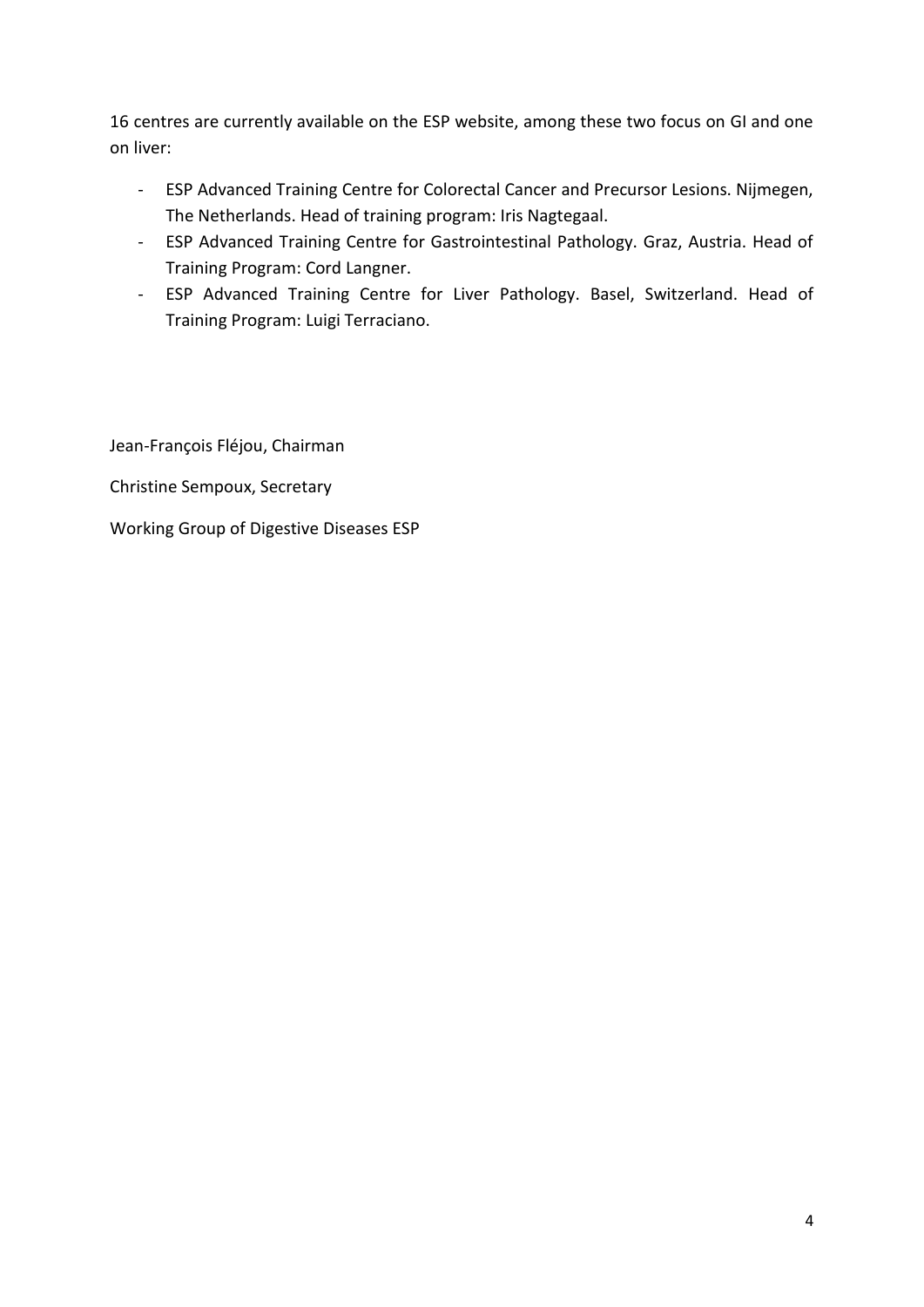16 centres are currently available on the ESP website, among these two focus on GI and one on liver:

- ESP Advanced Training Centre for Colorectal Cancer and Precursor Lesions. Nijmegen, The Netherlands. Head of training program: Iris Nagtegaal.
- ESP Advanced Training Centre for Gastrointestinal Pathology. Graz, Austria. Head of Training Program: Cord Langner.
- ESP Advanced Training Centre for Liver Pathology. Basel, Switzerland. Head of Training Program: Luigi Terraciano.

Jean-François Fléjou, Chairman

Christine Sempoux, Secretary

Working Group of Digestive Diseases ESP